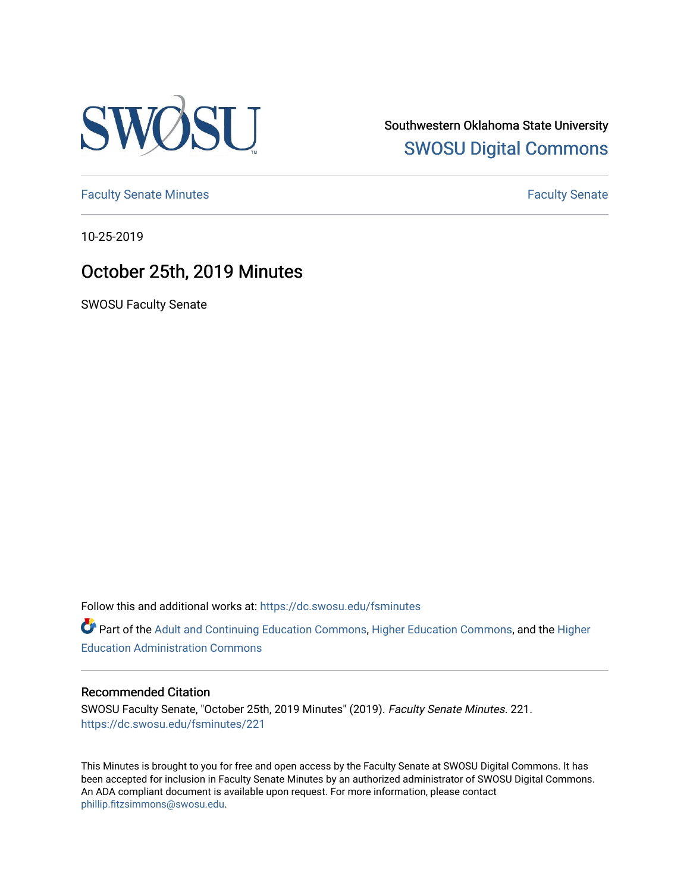Southwestern Oklahoma State University

SWOSU Digital Commons

Faculty Senate Minutes

Faculty Senate

10-25-2019

# October 25th, 2019 Minutes

SWOSU Faculty Senate

Follow this and additional works at: https://dc.swosu.edu/fsminutes

Part of the Adult and Continuing Education Commons, Higher Education Commons, and the Higher Education Administration Commons

## Recommended Citation

SWOSU Faculty Senate, "October 25th, 2019 Minutes" (2019). *Faculty Senate Minutes*. 221.
https://dc.swosu.edu/fsminutes/221

This Minutes is brought to you for free and open access by the Faculty Senate at SWOSU Digital Commons. It has been accepted for inclusion in Faculty Senate Minutes by an authorized administrator of SWOSU Digital Commons. An ADA compliant document is available upon request. For more information, please contact phillip.fitzsimmons@swosu.edu.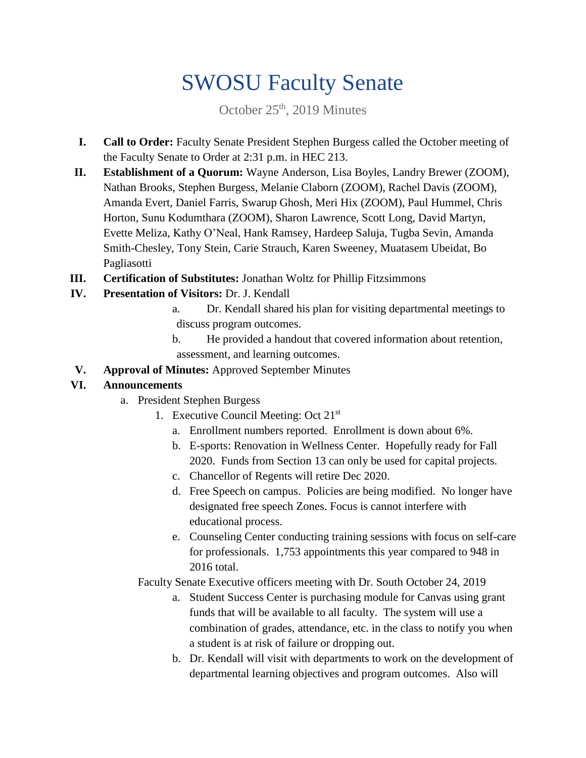# SWOSU Faculty Senate

October 25th, 2019 Minutes

I. **Call to Order:** Faculty Senate President Stephen Burgess called the October meeting of the Faculty Senate to Order at 2:31 p.m. in HEC 213.

II. **Establishment of a Quorum:** Wayne Anderson, Lisa Boyles, Landry Brewer (ZOOM), Nathan Brooks, Stephen Burgess, Melanie Claborn (ZOOM), Rachel Davis (ZOOM), Amanda Evert, Daniel Farris, Swarup Ghosh, Meri Hix (ZOOM), Paul Hummel, Chris Horton, Sunu Kodumthara (ZOOM), Sharon Lawrence, Scott Long, David Martyn, Evette Meliza, Kathy O'Neal, Hank Ramsey, Hardeep Saluja, Tugba Sevin, Amanda Smith-Chesley, Tony Stein, Carie Strauch, Karen Sweeney, Muatasem Ubeidat, Bo Pagliasotti

III. **Certification of Substitutes:** Jonathan Woltz for Phillip Fitzsimmons

IV. **Presentation of Visitors:** Dr. J. Kendall
   - a. Dr. Kendall shared his plan for visiting departmental meetings to discuss program outcomes.
   - b. He provided a handout that covered information about retention, assessment, and learning outcomes.

V. **Approval of Minutes:** Approved September Minutes

VI. **Announcements**
   - a. President Stephen Burgess
     1. Executive Council Meeting: Oct 21st
        - a. Enrollment numbers reported. Enrollment is down about 6%.
        - b. E-sports: Renovation in Wellness Center. Hopefully ready for Fall 2020. Funds from Section 13 can only be used for capital projects.
        - c. Chancellor of Regents will retire Dec 2020.
        - d. Free Speech on campus. Policies are being modified. No longer have designated free speech Zones. Focus is cannot interfere with educational process.
        - e. Counseling Center conducting training sessions with focus on self-care for professionals. 1,753 appointments this year compared to 948 in 2016 total.

   Faculty Senate Executive officers meeting with Dr. South October 24, 2019
   - a. Student Success Center is purchasing module for Canvas using grant funds that will be available to all faculty. The system will use a combination of grades, attendance, etc. in the class to notify you when a student is at risk of failure or dropping out.
   - b. Dr. Kendall will visit with departments to work on the development of departmental learning objectives and program outcomes. Also will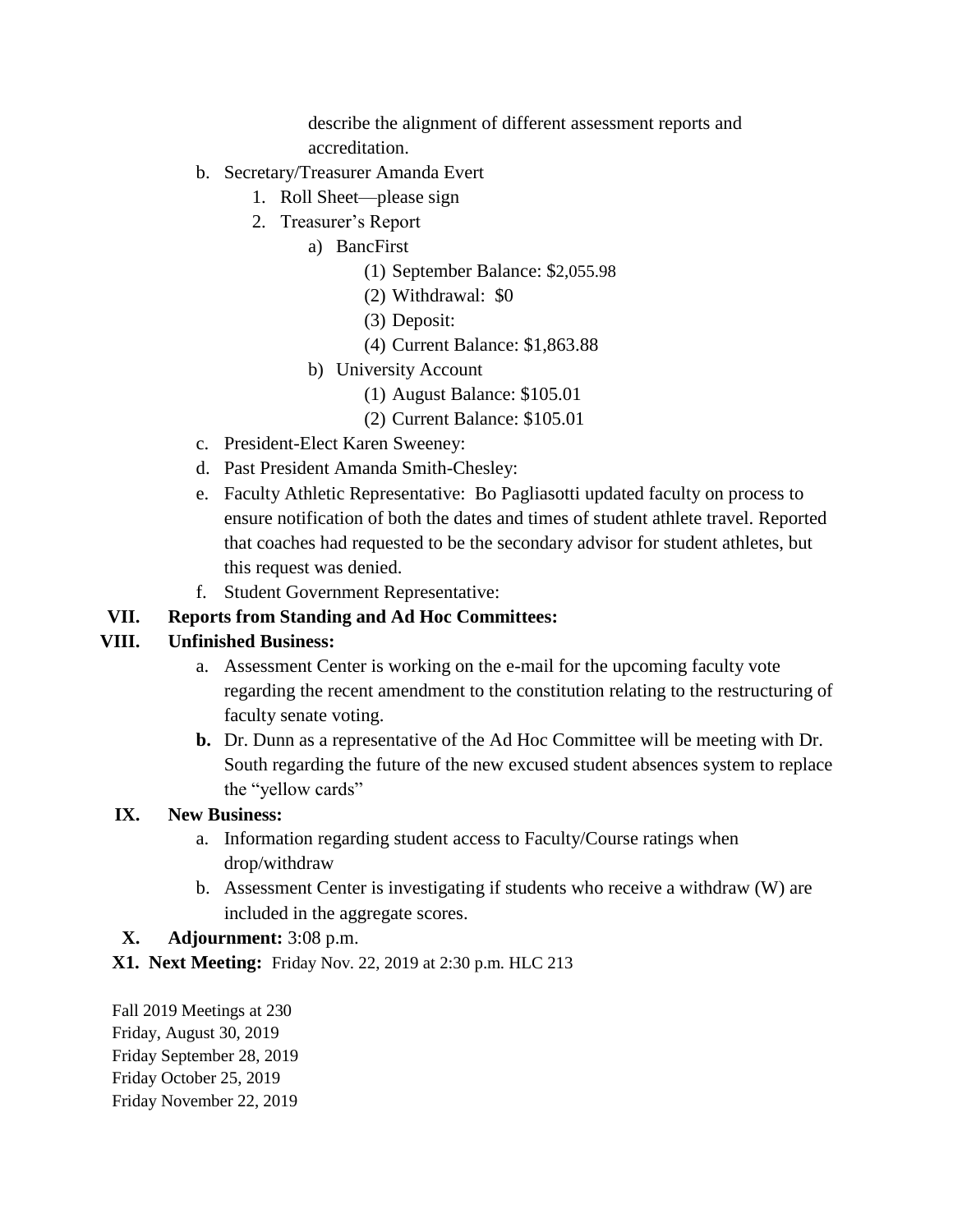describe the alignment of different assessment reports and accreditation.

b. Secretary/Treasurer Amanda Evert
   1. Roll Sheet—please sign
   2. Treasurer's Report
      a) BancFirst
         (1) September Balance: $2,055.98
         (2) Withdrawal: $0
         (3) Deposit:
         (4) Current Balance: $1,863.88
      b) University Account
         (1) August Balance: $105.01
         (2) Current Balance: $105.01

c. President-Elect Karen Sweeney:

d. Past President Amanda Smith-Chesley:

e. Faculty Athletic Representative: Bo Pagliasotti updated faculty on process to ensure notification of both the dates and times of student athlete travel. Reported that coaches had requested to be the secondary advisor for student athletes, but this request was denied.

f. Student Government Representative:

**VII. Reports from Standing and Ad Hoc Committees:**

**VIII. Unfinished Business:**

a. Assessment Center is working on the e-mail for the upcoming faculty vote regarding the recent amendment to the constitution relating to the restructuring of faculty senate voting.

**b.** Dr. Dunn as a representative of the Ad Hoc Committee will be meeting with Dr. South regarding the future of the new excused student absences system to replace the "yellow cards"

**IX. New Business:**

a. Information regarding student access to Faculty/Course ratings when drop/withdraw

b. Assessment Center is investigating if students who receive a withdraw (W) are included in the aggregate scores.

**X. Adjournment:** 3:08 p.m.

**X1. Next Meeting:** Friday Nov. 22, 2019 at 2:30 p.m. HLC 213

Fall 2019 Meetings at 230
Friday, August 30, 2019
Friday September 28, 2019
Friday October 25, 2019
Friday November 22, 2019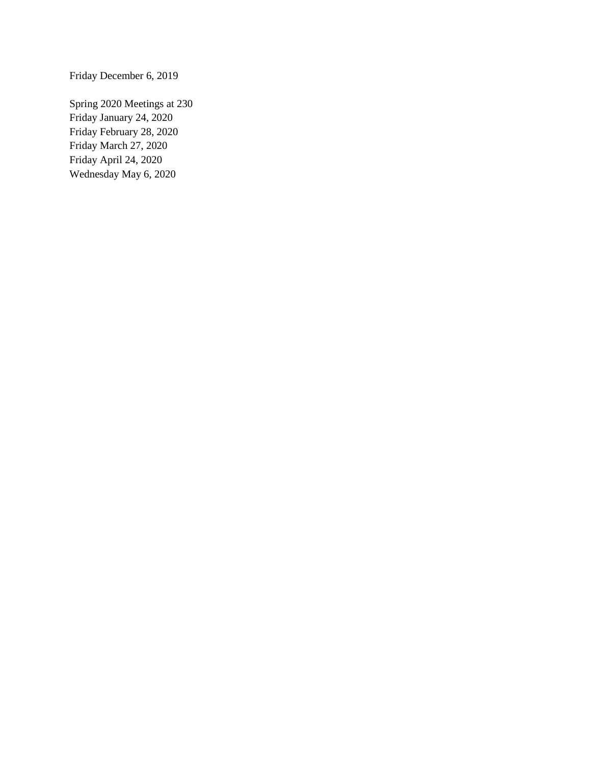Friday December 6, 2019

Spring 2020 Meetings at 230
Friday January 24, 2020
Friday February 28, 2020
Friday March 27, 2020
Friday April 24, 2020
Wednesday May 6, 2020